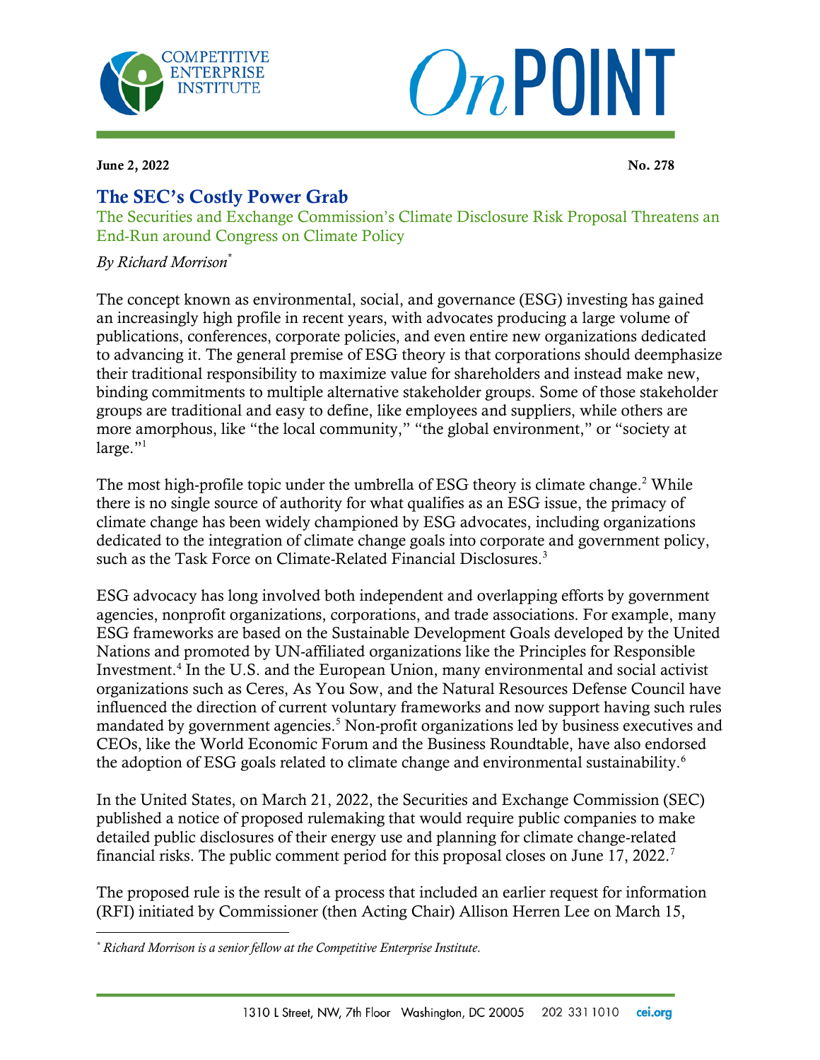**Competitive Enterprise Institute** | **OnPOINT**

**June 2, 2022** | **No. 278**

# The SEC's Costly Power Grab

## The Securities and Exchange Commission's Climate Disclosure Risk Proposal Threatens an End-Run around Congress on Climate Policy

*By Richard Morrison*[*]

The concept known as environmental, social, and governance (ESG) investing has gained an increasingly high profile in recent years, with advocates producing a large volume of publications, conferences, corporate policies, and even entire new organizations dedicated to advancing it. The general premise of ESG theory is that corporations should deemphasize their traditional responsibility to maximize value for shareholders and instead make new, binding commitments to multiple alternative stakeholder groups. Some of those stakeholder groups are traditional and easy to define, like employees and suppliers, while others are more amorphous, like "the local community," "the global environment," or "society at large."[1]

The most high-profile topic under the umbrella of ESG theory is climate change.[2] While there is no single source of authority for what qualifies as an ESG issue, the primacy of climate change has been widely championed by ESG advocates, including organizations dedicated to the integration of climate change goals into corporate and government policy, such as the Task Force on Climate-Related Financial Disclosures.[3]

ESG advocacy has long involved both independent and overlapping efforts by government agencies, nonprofit organizations, corporations, and trade associations. For example, many ESG frameworks are based on the Sustainable Development Goals developed by the United Nations and promoted by UN-affiliated organizations like the Principles for Responsible Investment.[4] In the U.S. and the European Union, many environmental and social activist organizations such as Ceres, As You Sow, and the Natural Resources Defense Council have influenced the direction of current voluntary frameworks and now support having such rules mandated by government agencies.[5] Non-profit organizations led by business executives and CEOs, like the World Economic Forum and the Business Roundtable, have also endorsed the adoption of ESG goals related to climate change and environmental sustainability.[6]

In the United States, on March 21, 2022, the Securities and Exchange Commission (SEC) published a notice of proposed rulemaking that would require public companies to make detailed public disclosures of their energy use and planning for climate change-related financial risks. The public comment period for this proposal closes on June 17, 2022.[7]

The proposed rule is the result of a process that included an earlier request for information (RFI) initiated by Commissioner (then Acting Chair) Allison Herren Lee on March 15,

---

[*] *Richard Morrison is a senior fellow at the Competitive Enterprise Institute.*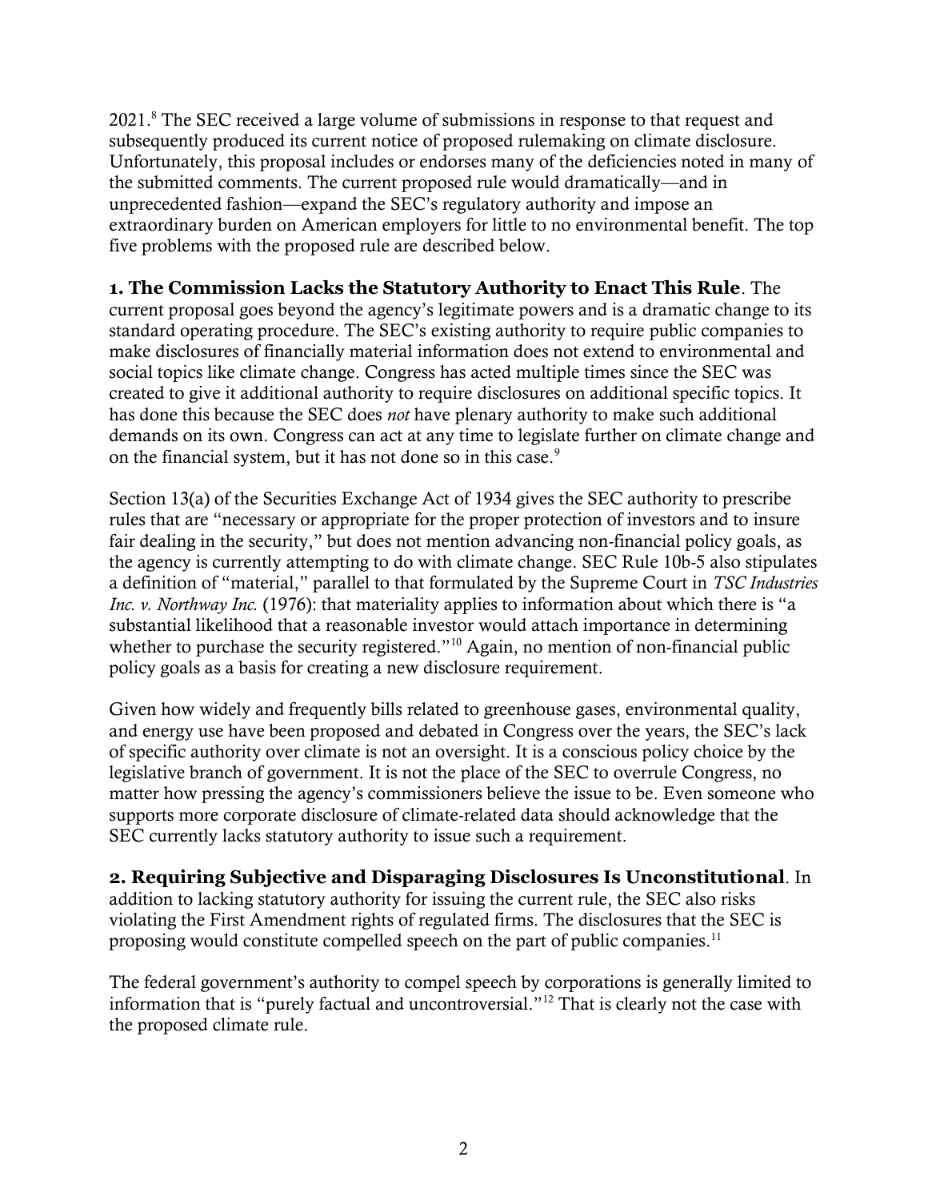2021.[8] The SEC received a large volume of submissions in response to that request and subsequently produced its current notice of proposed rulemaking on climate disclosure. Unfortunately, this proposal includes or endorses many of the deficiencies noted in many of the submitted comments. The current proposed rule would dramatically—and in unprecedented fashion—expand the SEC's regulatory authority and impose an extraordinary burden on American employers for little to no environmental benefit. The top five problems with the proposed rule are described below.

**1. The Commission Lacks the Statutory Authority to Enact This Rule**. The current proposal goes beyond the agency's legitimate powers and is a dramatic change to its standard operating procedure. The SEC's existing authority to require public companies to make disclosures of financially material information does not extend to environmental and social topics like climate change. Congress has acted multiple times since the SEC was created to give it additional authority to require disclosures on additional specific topics. It has done this because the SEC does *not* have plenary authority to make such additional demands on its own. Congress can act at any time to legislate further on climate change and on the financial system, but it has not done so in this case.[9]

Section 13(a) of the Securities Exchange Act of 1934 gives the SEC authority to prescribe rules that are "necessary or appropriate for the proper protection of investors and to insure fair dealing in the security," but does not mention advancing non-financial policy goals, as the agency is currently attempting to do with climate change. SEC Rule 10b-5 also stipulates a definition of "material," parallel to that formulated by the Supreme Court in *TSC Industries Inc. v. Northway Inc.* (1976): that materiality applies to information about which there is "a substantial likelihood that a reasonable investor would attach importance in determining whether to purchase the security registered."[10] Again, no mention of non-financial public policy goals as a basis for creating a new disclosure requirement.

Given how widely and frequently bills related to greenhouse gases, environmental quality, and energy use have been proposed and debated in Congress over the years, the SEC's lack of specific authority over climate is not an oversight. It is a conscious policy choice by the legislative branch of government. It is not the place of the SEC to overrule Congress, no matter how pressing the agency's commissioners believe the issue to be. Even someone who supports more corporate disclosure of climate-related data should acknowledge that the SEC currently lacks statutory authority to issue such a requirement.

**2. Requiring Subjective and Disparaging Disclosures Is Unconstitutional**. In addition to lacking statutory authority for issuing the current rule, the SEC also risks violating the First Amendment rights of regulated firms. The disclosures that the SEC is proposing would constitute compelled speech on the part of public companies.[11]

The federal government's authority to compel speech by corporations is generally limited to information that is "purely factual and uncontroversial."[12] That is clearly not the case with the proposed climate rule.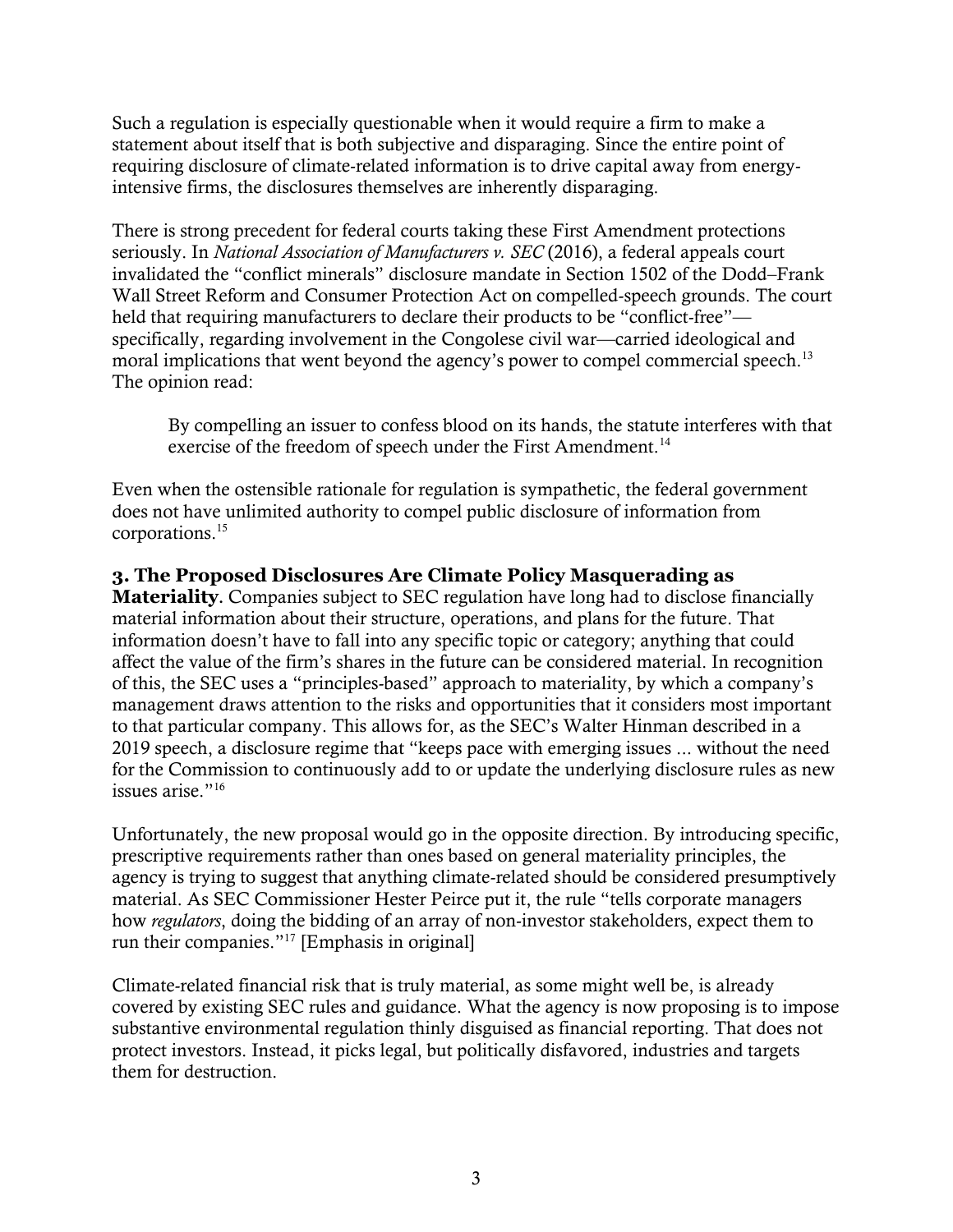Such a regulation is especially questionable when it would require a firm to make a statement about itself that is both subjective and disparaging. Since the entire point of requiring disclosure of climate-related information is to drive capital away from energy-intensive firms, the disclosures themselves are inherently disparaging.

There is strong precedent for federal courts taking these First Amendment protections seriously. In *National Association of Manufacturers v. SEC* (2016), a federal appeals court invalidated the "conflict minerals" disclosure mandate in Section 1502 of the Dodd–Frank Wall Street Reform and Consumer Protection Act on compelled-speech grounds. The court held that requiring manufacturers to declare their products to be "conflict-free"—specifically, regarding involvement in the Congolese civil war—carried ideological and moral implications that went beyond the agency's power to compel commercial speech.[13] The opinion read:

> By compelling an issuer to confess blood on its hands, the statute interferes with that exercise of the freedom of speech under the First Amendment.[14]

Even when the ostensible rationale for regulation is sympathetic, the federal government does not have unlimited authority to compel public disclosure of information from corporations.[15]

**3. The Proposed Disclosures Are Climate Policy Masquerading as Materiality.** Companies subject to SEC regulation have long had to disclose financially material information about their structure, operations, and plans for the future. That information doesn't have to fall into any specific topic or category; anything that could affect the value of the firm's shares in the future can be considered material. In recognition of this, the SEC uses a "principles-based" approach to materiality, by which a company's management draws attention to the risks and opportunities that it considers most important to that particular company. This allows for, as the SEC's Walter Hinman described in a 2019 speech, a disclosure regime that "keeps pace with emerging issues ... without the need for the Commission to continuously add to or update the underlying disclosure rules as new issues arise."[16]

Unfortunately, the new proposal would go in the opposite direction. By introducing specific, prescriptive requirements rather than ones based on general materiality principles, the agency is trying to suggest that anything climate-related should be considered presumptively material. As SEC Commissioner Hester Peirce put it, the rule "tells corporate managers how *regulators*, doing the bidding of an array of non-investor stakeholders, expect them to run their companies."[17] [Emphasis in original]

Climate-related financial risk that is truly material, as some might well be, is already covered by existing SEC rules and guidance. What the agency is now proposing is to impose substantive environmental regulation thinly disguised as financial reporting. That does not protect investors. Instead, it picks legal, but politically disfavored, industries and targets them for destruction.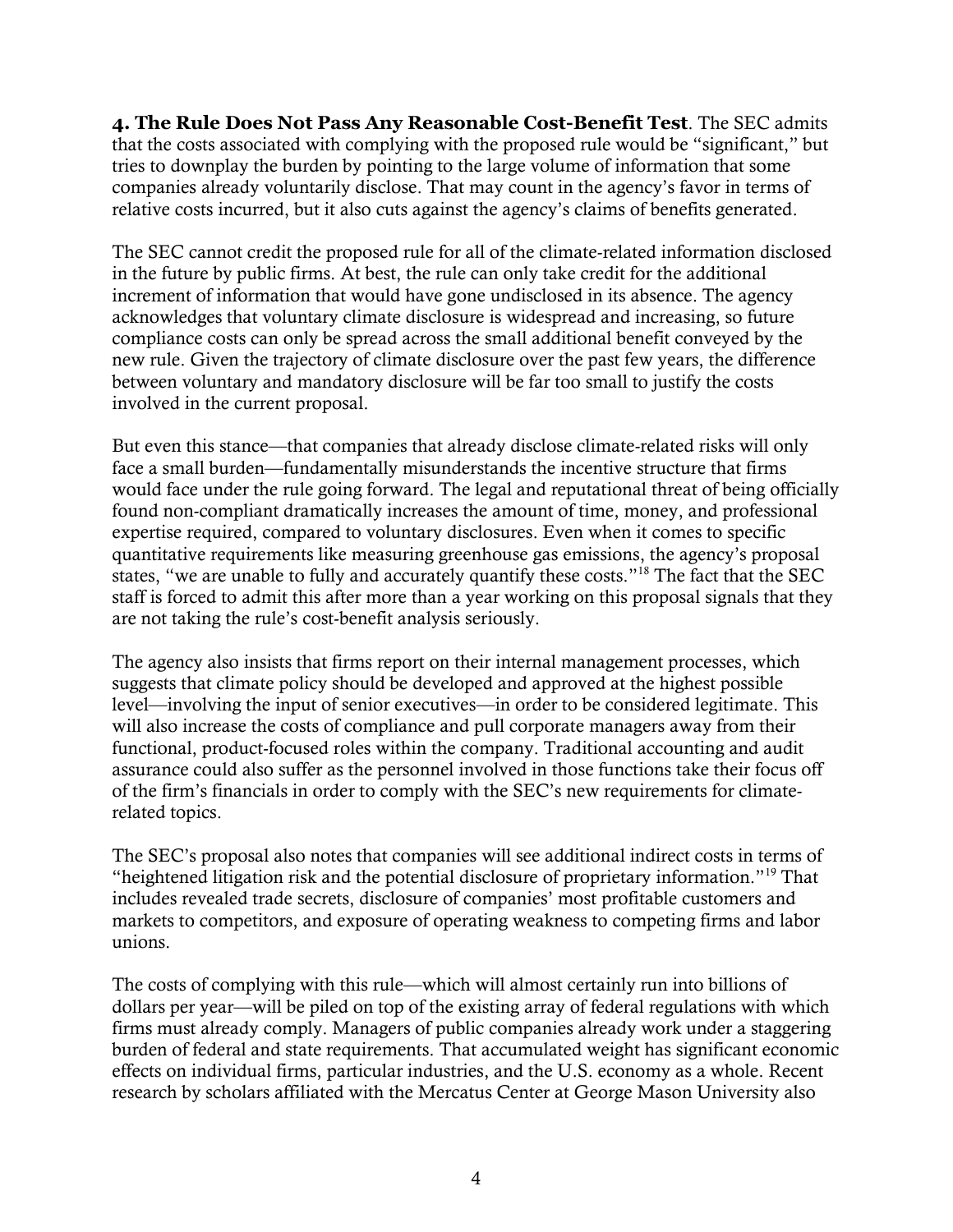**4. The Rule Does Not Pass Any Reasonable Cost-Benefit Test**. The SEC admits that the costs associated with complying with the proposed rule would be "significant," but tries to downplay the burden by pointing to the large volume of information that some companies already voluntarily disclose. That may count in the agency's favor in terms of relative costs incurred, but it also cuts against the agency's claims of benefits generated.

The SEC cannot credit the proposed rule for all of the climate-related information disclosed in the future by public firms. At best, the rule can only take credit for the additional increment of information that would have gone undisclosed in its absence. The agency acknowledges that voluntary climate disclosure is widespread and increasing, so future compliance costs can only be spread across the small additional benefit conveyed by the new rule. Given the trajectory of climate disclosure over the past few years, the difference between voluntary and mandatory disclosure will be far too small to justify the costs involved in the current proposal.

But even this stance—that companies that already disclose climate-related risks will only face a small burden—fundamentally misunderstands the incentive structure that firms would face under the rule going forward. The legal and reputational threat of being officially found non-compliant dramatically increases the amount of time, money, and professional expertise required, compared to voluntary disclosures. Even when it comes to specific quantitative requirements like measuring greenhouse gas emissions, the agency's proposal states, "we are unable to fully and accurately quantify these costs."[18] The fact that the SEC staff is forced to admit this after more than a year working on this proposal signals that they are not taking the rule's cost-benefit analysis seriously.

The agency also insists that firms report on their internal management processes, which suggests that climate policy should be developed and approved at the highest possible level—involving the input of senior executives—in order to be considered legitimate. This will also increase the costs of compliance and pull corporate managers away from their functional, product-focused roles within the company. Traditional accounting and audit assurance could also suffer as the personnel involved in those functions take their focus off of the firm's financials in order to comply with the SEC's new requirements for climate-related topics.

The SEC's proposal also notes that companies will see additional indirect costs in terms of "heightened litigation risk and the potential disclosure of proprietary information."[19] That includes revealed trade secrets, disclosure of companies' most profitable customers and markets to competitors, and exposure of operating weakness to competing firms and labor unions.

The costs of complying with this rule—which will almost certainly run into billions of dollars per year—will be piled on top of the existing array of federal regulations with which firms must already comply. Managers of public companies already work under a staggering burden of federal and state requirements. That accumulated weight has significant economic effects on individual firms, particular industries, and the U.S. economy as a whole. Recent research by scholars affiliated with the Mercatus Center at George Mason University also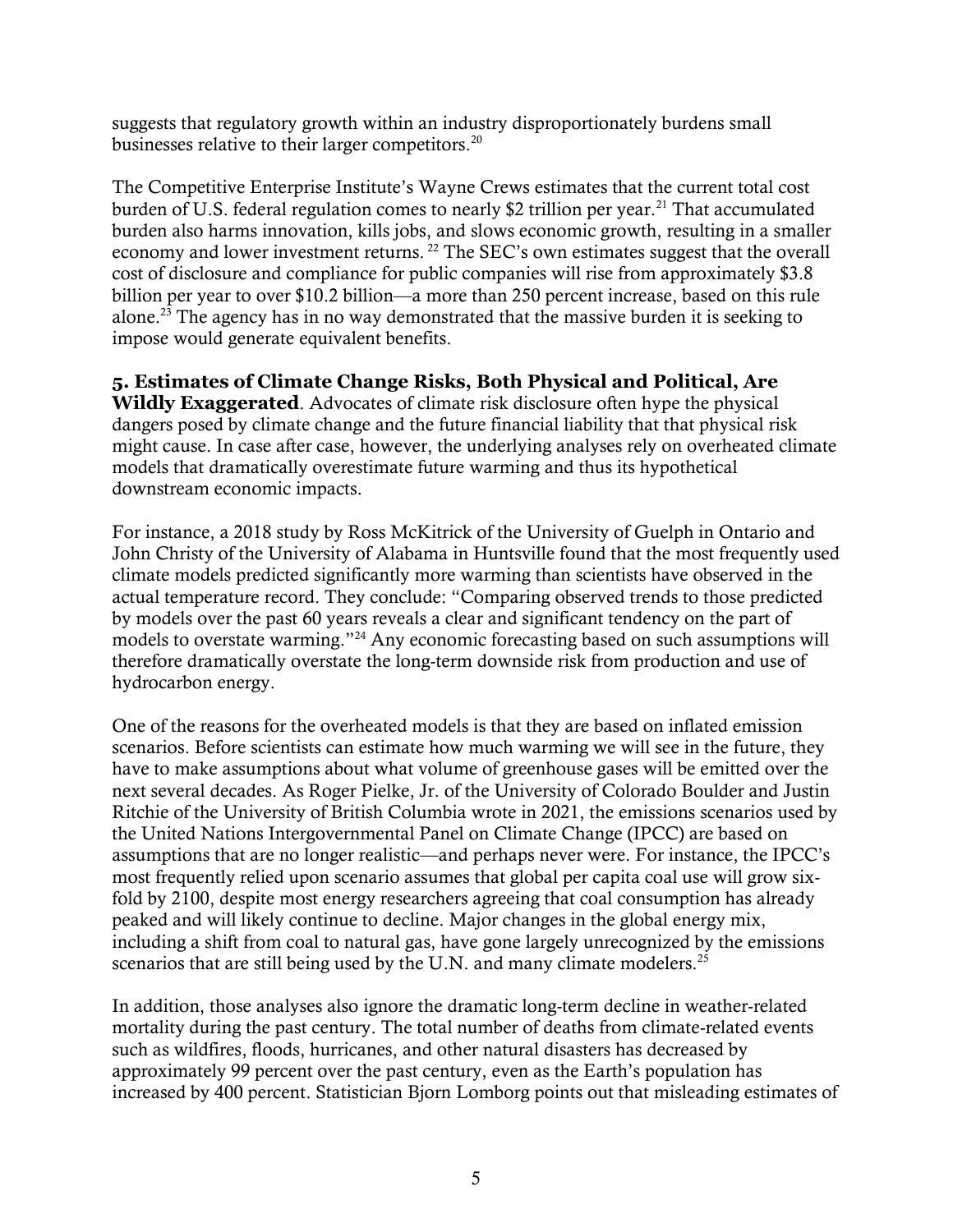suggests that regulatory growth within an industry disproportionately burdens small businesses relative to their larger competitors.[20]

The Competitive Enterprise Institute's Wayne Crews estimates that the current total cost burden of U.S. federal regulation comes to nearly $2 trillion per year.[21] That accumulated burden also harms innovation, kills jobs, and slows economic growth, resulting in a smaller economy and lower investment returns.[22] The SEC's own estimates suggest that the overall cost of disclosure and compliance for public companies will rise from approximately $3.8 billion per year to over $10.2 billion—a more than 250 percent increase, based on this rule alone.[23] The agency has in no way demonstrated that the massive burden it is seeking to impose would generate equivalent benefits.

**5. Estimates of Climate Change Risks, Both Physical and Political, Are Wildly Exaggerated**. Advocates of climate risk disclosure often hype the physical dangers posed by climate change and the future financial liability that that physical risk might cause. In case after case, however, the underlying analyses rely on overheated climate models that dramatically overestimate future warming and thus its hypothetical downstream economic impacts.

For instance, a 2018 study by Ross McKitrick of the University of Guelph in Ontario and John Christy of the University of Alabama in Huntsville found that the most frequently used climate models predicted significantly more warming than scientists have observed in the actual temperature record. They conclude: "Comparing observed trends to those predicted by models over the past 60 years reveals a clear and significant tendency on the part of models to overstate warming."[24] Any economic forecasting based on such assumptions will therefore dramatically overstate the long-term downside risk from production and use of hydrocarbon energy.

One of the reasons for the overheated models is that they are based on inflated emission scenarios. Before scientists can estimate how much warming we will see in the future, they have to make assumptions about what volume of greenhouse gases will be emitted over the next several decades. As Roger Pielke, Jr. of the University of Colorado Boulder and Justin Ritchie of the University of British Columbia wrote in 2021, the emissions scenarios used by the United Nations Intergovernmental Panel on Climate Change (IPCC) are based on assumptions that are no longer realistic—and perhaps never were. For instance, the IPCC's most frequently relied upon scenario assumes that global per capita coal use will grow six-fold by 2100, despite most energy researchers agreeing that coal consumption has already peaked and will likely continue to decline. Major changes in the global energy mix, including a shift from coal to natural gas, have gone largely unrecognized by the emissions scenarios that are still being used by the U.N. and many climate modelers.[25]

In addition, those analyses also ignore the dramatic long-term decline in weather-related mortality during the past century. The total number of deaths from climate-related events such as wildfires, floods, hurricanes, and other natural disasters has decreased by approximately 99 percent over the past century, even as the Earth's population has increased by 400 percent. Statistician Bjorn Lomborg points out that misleading estimates of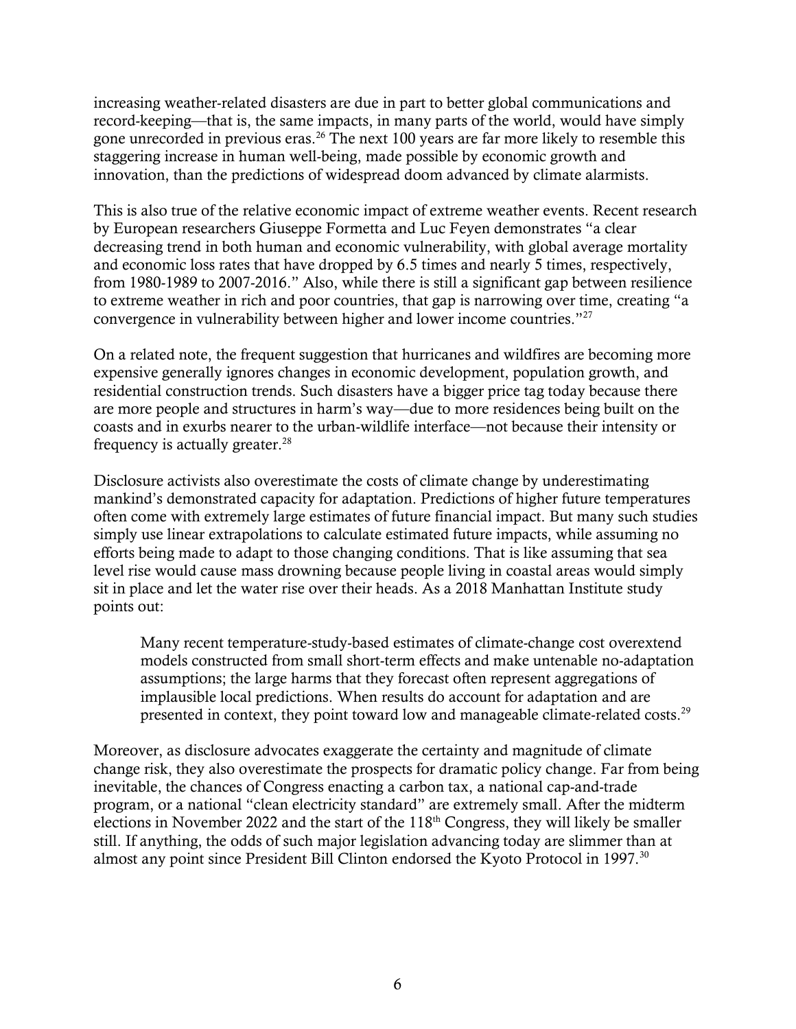increasing weather-related disasters are due in part to better global communications and record-keeping—that is, the same impacts, in many parts of the world, would have simply gone unrecorded in previous eras.[26] The next 100 years are far more likely to resemble this staggering increase in human well-being, made possible by economic growth and innovation, than the predictions of widespread doom advanced by climate alarmists.

This is also true of the relative economic impact of extreme weather events. Recent research by European researchers Giuseppe Formetta and Luc Feyen demonstrates "a clear decreasing trend in both human and economic vulnerability, with global average mortality and economic loss rates that have dropped by 6.5 times and nearly 5 times, respectively, from 1980-1989 to 2007-2016." Also, while there is still a significant gap between resilience to extreme weather in rich and poor countries, that gap is narrowing over time, creating "a convergence in vulnerability between higher and lower income countries."[27]

On a related note, the frequent suggestion that hurricanes and wildfires are becoming more expensive generally ignores changes in economic development, population growth, and residential construction trends. Such disasters have a bigger price tag today because there are more people and structures in harm's way—due to more residences being built on the coasts and in exurbs nearer to the urban-wildlife interface—not because their intensity or frequency is actually greater.[28]

Disclosure activists also overestimate the costs of climate change by underestimating mankind's demonstrated capacity for adaptation. Predictions of higher future temperatures often come with extremely large estimates of future financial impact. But many such studies simply use linear extrapolations to calculate estimated future impacts, while assuming no efforts being made to adapt to those changing conditions. That is like assuming that sea level rise would cause mass drowning because people living in coastal areas would simply sit in place and let the water rise over their heads. As a 2018 Manhattan Institute study points out:

> Many recent temperature-study-based estimates of climate-change cost overextend models constructed from small short-term effects and make untenable no-adaptation assumptions; the large harms that they forecast often represent aggregations of implausible local predictions. When results do account for adaptation and are presented in context, they point toward low and manageable climate-related costs.[29]

Moreover, as disclosure advocates exaggerate the certainty and magnitude of climate change risk, they also overestimate the prospects for dramatic policy change. Far from being inevitable, the chances of Congress enacting a carbon tax, a national cap-and-trade program, or a national "clean electricity standard" are extremely small. After the midterm elections in November 2022 and the start of the 118th Congress, they will likely be smaller still. If anything, the odds of such major legislation advancing today are slimmer than at almost any point since President Bill Clinton endorsed the Kyoto Protocol in 1997.[30]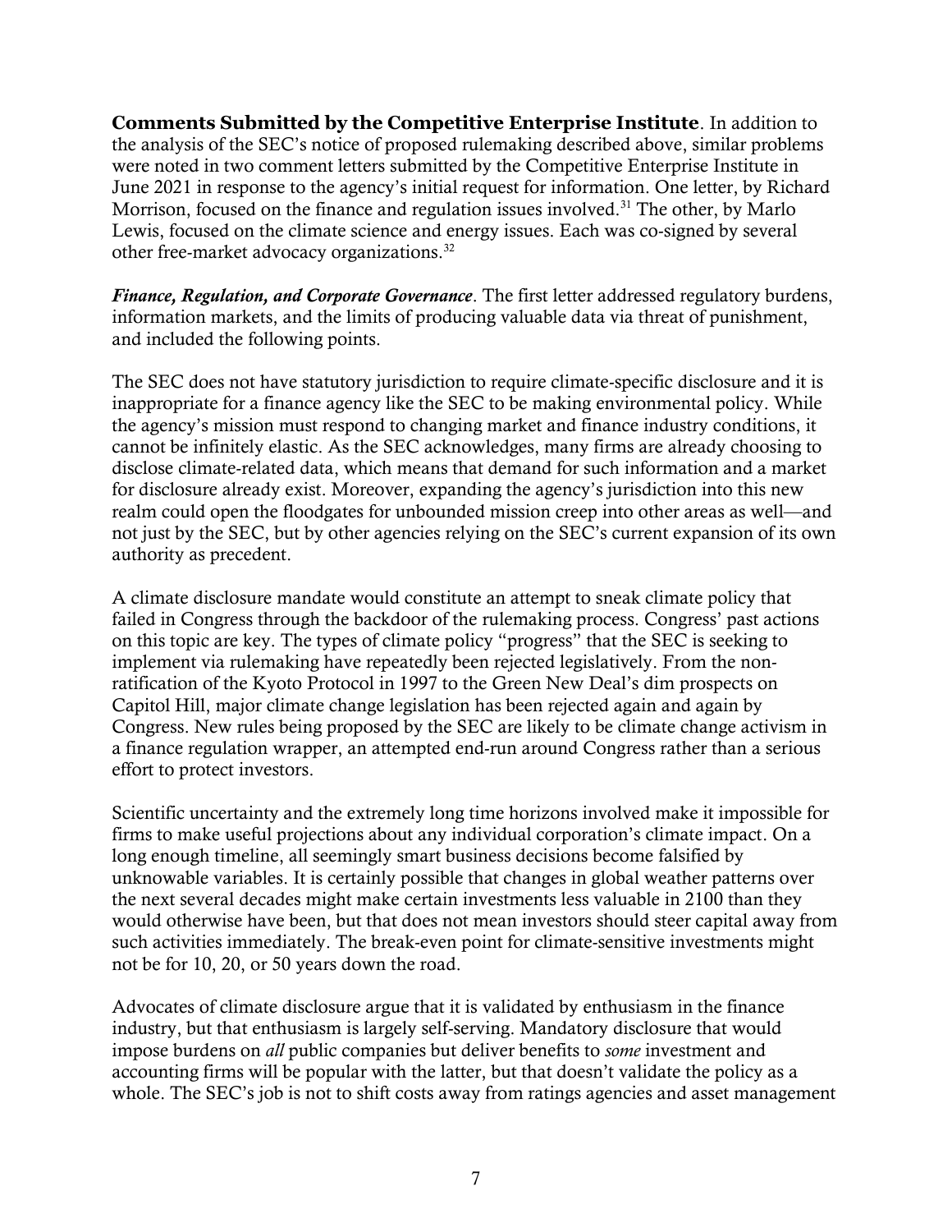**Comments Submitted by the Competitive Enterprise Institute**. In addition to the analysis of the SEC's notice of proposed rulemaking described above, similar problems were noted in two comment letters submitted by the Competitive Enterprise Institute in June 2021 in response to the agency's initial request for information. One letter, by Richard Morrison, focused on the finance and regulation issues involved.[31] The other, by Marlo Lewis, focused on the climate science and energy issues. Each was co-signed by several other free-market advocacy organizations.[32]

***Finance, Regulation, and Corporate Governance***. The first letter addressed regulatory burdens, information markets, and the limits of producing valuable data via threat of punishment, and included the following points.

The SEC does not have statutory jurisdiction to require climate-specific disclosure and it is inappropriate for a finance agency like the SEC to be making environmental policy. While the agency's mission must respond to changing market and finance industry conditions, it cannot be infinitely elastic. As the SEC acknowledges, many firms are already choosing to disclose climate-related data, which means that demand for such information and a market for disclosure already exist. Moreover, expanding the agency's jurisdiction into this new realm could open the floodgates for unbounded mission creep into other areas as well—and not just by the SEC, but by other agencies relying on the SEC's current expansion of its own authority as precedent.

A climate disclosure mandate would constitute an attempt to sneak climate policy that failed in Congress through the backdoor of the rulemaking process. Congress' past actions on this topic are key. The types of climate policy "progress" that the SEC is seeking to implement via rulemaking have repeatedly been rejected legislatively. From the non-ratification of the Kyoto Protocol in 1997 to the Green New Deal's dim prospects on Capitol Hill, major climate change legislation has been rejected again and again by Congress. New rules being proposed by the SEC are likely to be climate change activism in a finance regulation wrapper, an attempted end-run around Congress rather than a serious effort to protect investors.

Scientific uncertainty and the extremely long time horizons involved make it impossible for firms to make useful projections about any individual corporation's climate impact. On a long enough timeline, all seemingly smart business decisions become falsified by unknowable variables. It is certainly possible that changes in global weather patterns over the next several decades might make certain investments less valuable in 2100 than they would otherwise have been, but that does not mean investors should steer capital away from such activities immediately. The break-even point for climate-sensitive investments might not be for 10, 20, or 50 years down the road.

Advocates of climate disclosure argue that it is validated by enthusiasm in the finance industry, but that enthusiasm is largely self-serving. Mandatory disclosure that would impose burdens on *all* public companies but deliver benefits to *some* investment and accounting firms will be popular with the latter, but that doesn't validate the policy as a whole. The SEC's job is not to shift costs away from ratings agencies and asset management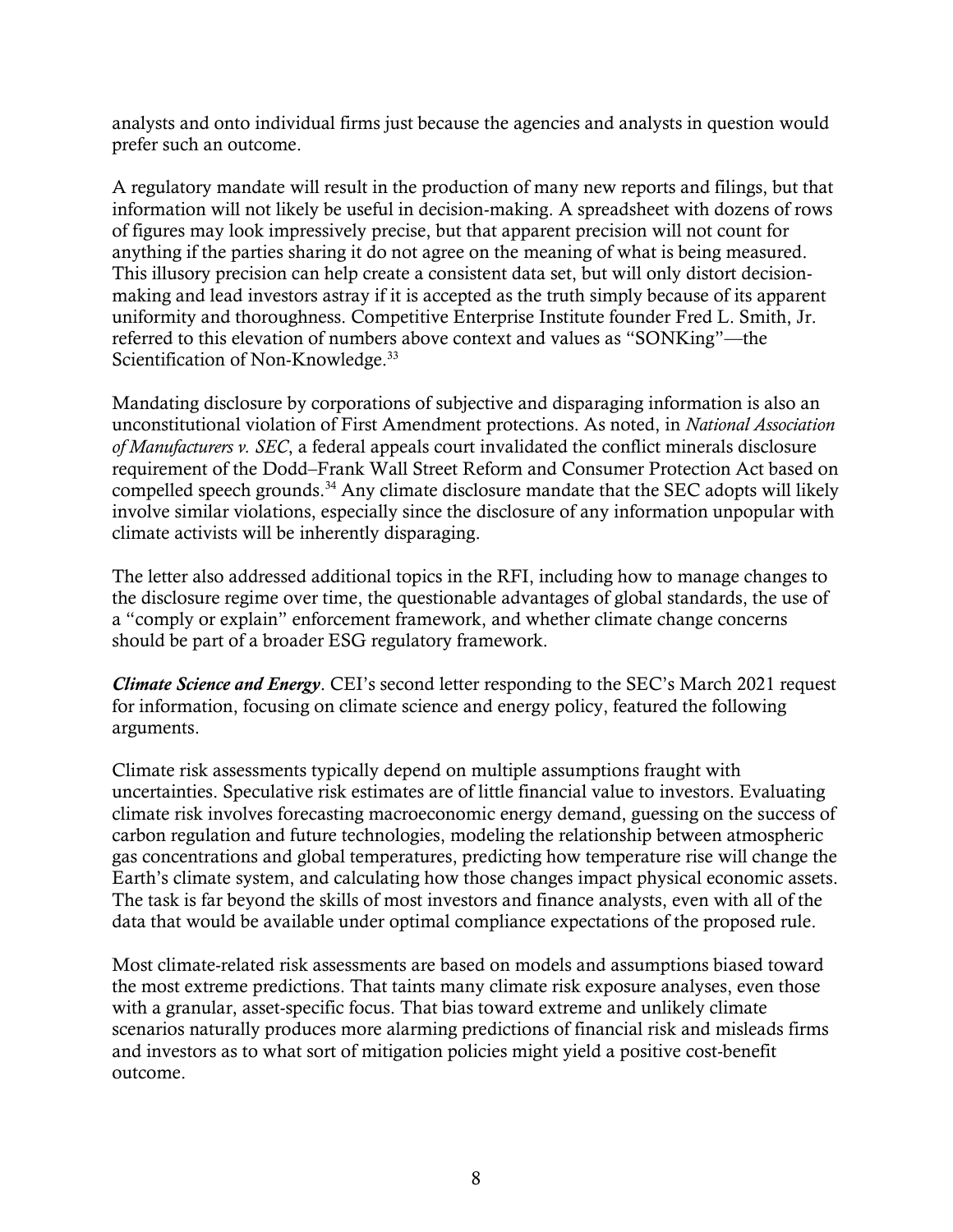analysts and onto individual firms just because the agencies and analysts in question would prefer such an outcome.

A regulatory mandate will result in the production of many new reports and filings, but that information will not likely be useful in decision-making. A spreadsheet with dozens of rows of figures may look impressively precise, but that apparent precision will not count for anything if the parties sharing it do not agree on the meaning of what is being measured. This illusory precision can help create a consistent data set, but will only distort decision-making and lead investors astray if it is accepted as the truth simply because of its apparent uniformity and thoroughness. Competitive Enterprise Institute founder Fred L. Smith, Jr. referred to this elevation of numbers above context and values as "SONKing"—the Scientification of Non-Knowledge.[33]

Mandating disclosure by corporations of subjective and disparaging information is also an unconstitutional violation of First Amendment protections. As noted, in *National Association of Manufacturers v. SEC*, a federal appeals court invalidated the conflict minerals disclosure requirement of the Dodd–Frank Wall Street Reform and Consumer Protection Act based on compelled speech grounds.[34] Any climate disclosure mandate that the SEC adopts will likely involve similar violations, especially since the disclosure of any information unpopular with climate activists will be inherently disparaging.

The letter also addressed additional topics in the RFI, including how to manage changes to the disclosure regime over time, the questionable advantages of global standards, the use of a "comply or explain" enforcement framework, and whether climate change concerns should be part of a broader ESG regulatory framework.

***Climate Science and Energy***. CEI's second letter responding to the SEC's March 2021 request for information, focusing on climate science and energy policy, featured the following arguments.

Climate risk assessments typically depend on multiple assumptions fraught with uncertainties. Speculative risk estimates are of little financial value to investors. Evaluating climate risk involves forecasting macroeconomic energy demand, guessing on the success of carbon regulation and future technologies, modeling the relationship between atmospheric gas concentrations and global temperatures, predicting how temperature rise will change the Earth's climate system, and calculating how those changes impact physical economic assets. The task is far beyond the skills of most investors and finance analysts, even with all of the data that would be available under optimal compliance expectations of the proposed rule.

Most climate-related risk assessments are based on models and assumptions biased toward the most extreme predictions. That taints many climate risk exposure analyses, even those with a granular, asset-specific focus. That bias toward extreme and unlikely climate scenarios naturally produces more alarming predictions of financial risk and misleads firms and investors as to what sort of mitigation policies might yield a positive cost-benefit outcome.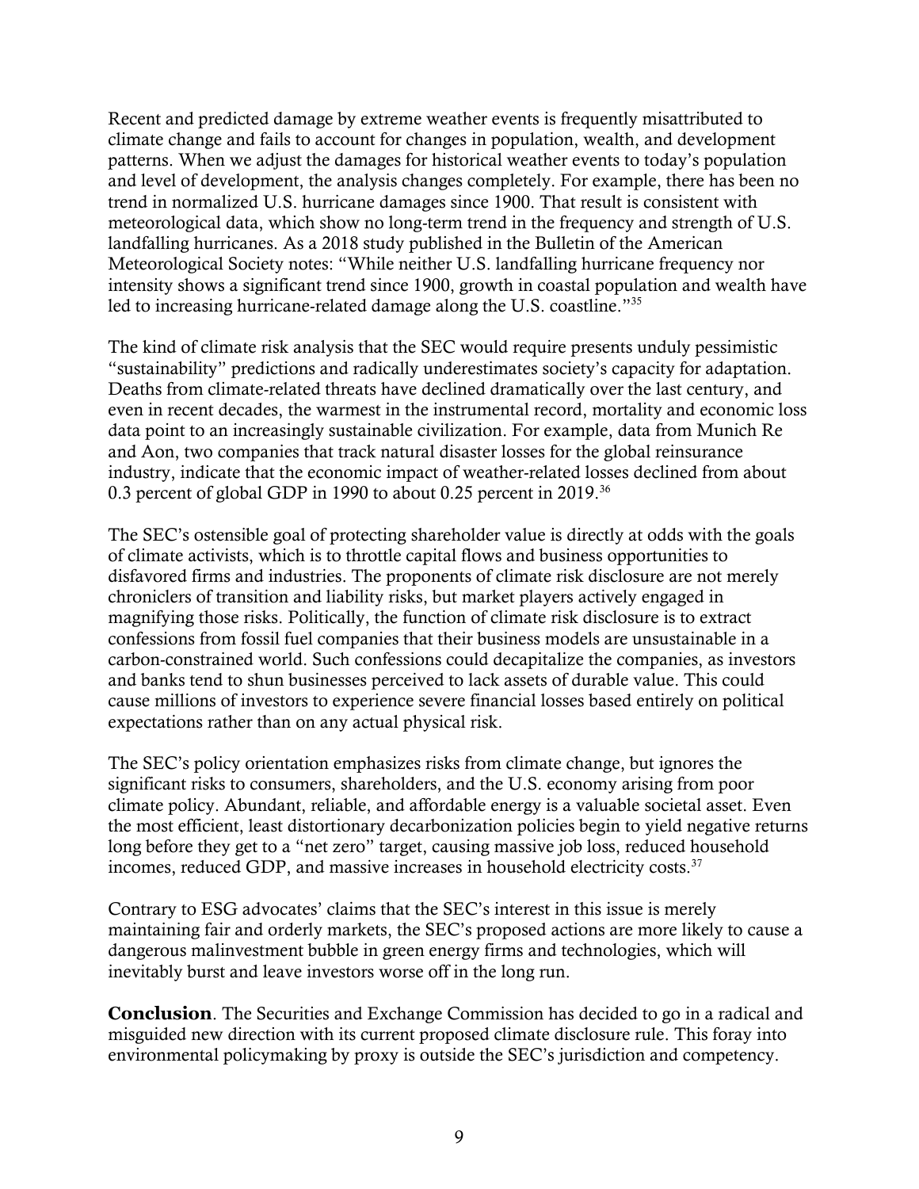Recent and predicted damage by extreme weather events is frequently misattributed to climate change and fails to account for changes in population, wealth, and development patterns. When we adjust the damages for historical weather events to today's population and level of development, the analysis changes completely. For example, there has been no trend in normalized U.S. hurricane damages since 1900. That result is consistent with meteorological data, which show no long-term trend in the frequency and strength of U.S. landfalling hurricanes. As a 2018 study published in the Bulletin of the American Meteorological Society notes: "While neither U.S. landfalling hurricane frequency nor intensity shows a significant trend since 1900, growth in coastal population and wealth have led to increasing hurricane-related damage along the U.S. coastline."[35]

The kind of climate risk analysis that the SEC would require presents unduly pessimistic "sustainability" predictions and radically underestimates society's capacity for adaptation. Deaths from climate-related threats have declined dramatically over the last century, and even in recent decades, the warmest in the instrumental record, mortality and economic loss data point to an increasingly sustainable civilization. For example, data from Munich Re and Aon, two companies that track natural disaster losses for the global reinsurance industry, indicate that the economic impact of weather-related losses declined from about 0.3 percent of global GDP in 1990 to about 0.25 percent in 2019.[36]

The SEC's ostensible goal of protecting shareholder value is directly at odds with the goals of climate activists, which is to throttle capital flows and business opportunities to disfavored firms and industries. The proponents of climate risk disclosure are not merely chroniclers of transition and liability risks, but market players actively engaged in magnifying those risks. Politically, the function of climate risk disclosure is to extract confessions from fossil fuel companies that their business models are unsustainable in a carbon-constrained world. Such confessions could decapitalize the companies, as investors and banks tend to shun businesses perceived to lack assets of durable value. This could cause millions of investors to experience severe financial losses based entirely on political expectations rather than on any actual physical risk.

The SEC's policy orientation emphasizes risks from climate change, but ignores the significant risks to consumers, shareholders, and the U.S. economy arising from poor climate policy. Abundant, reliable, and affordable energy is a valuable societal asset. Even the most efficient, least distortionary decarbonization policies begin to yield negative returns long before they get to a "net zero" target, causing massive job loss, reduced household incomes, reduced GDP, and massive increases in household electricity costs.[37]

Contrary to ESG advocates' claims that the SEC's interest in this issue is merely maintaining fair and orderly markets, the SEC's proposed actions are more likely to cause a dangerous malinvestment bubble in green energy firms and technologies, which will inevitably burst and leave investors worse off in the long run.

**Conclusion**. The Securities and Exchange Commission has decided to go in a radical and misguided new direction with its current proposed climate disclosure rule. This foray into environmental policymaking by proxy is outside the SEC's jurisdiction and competency.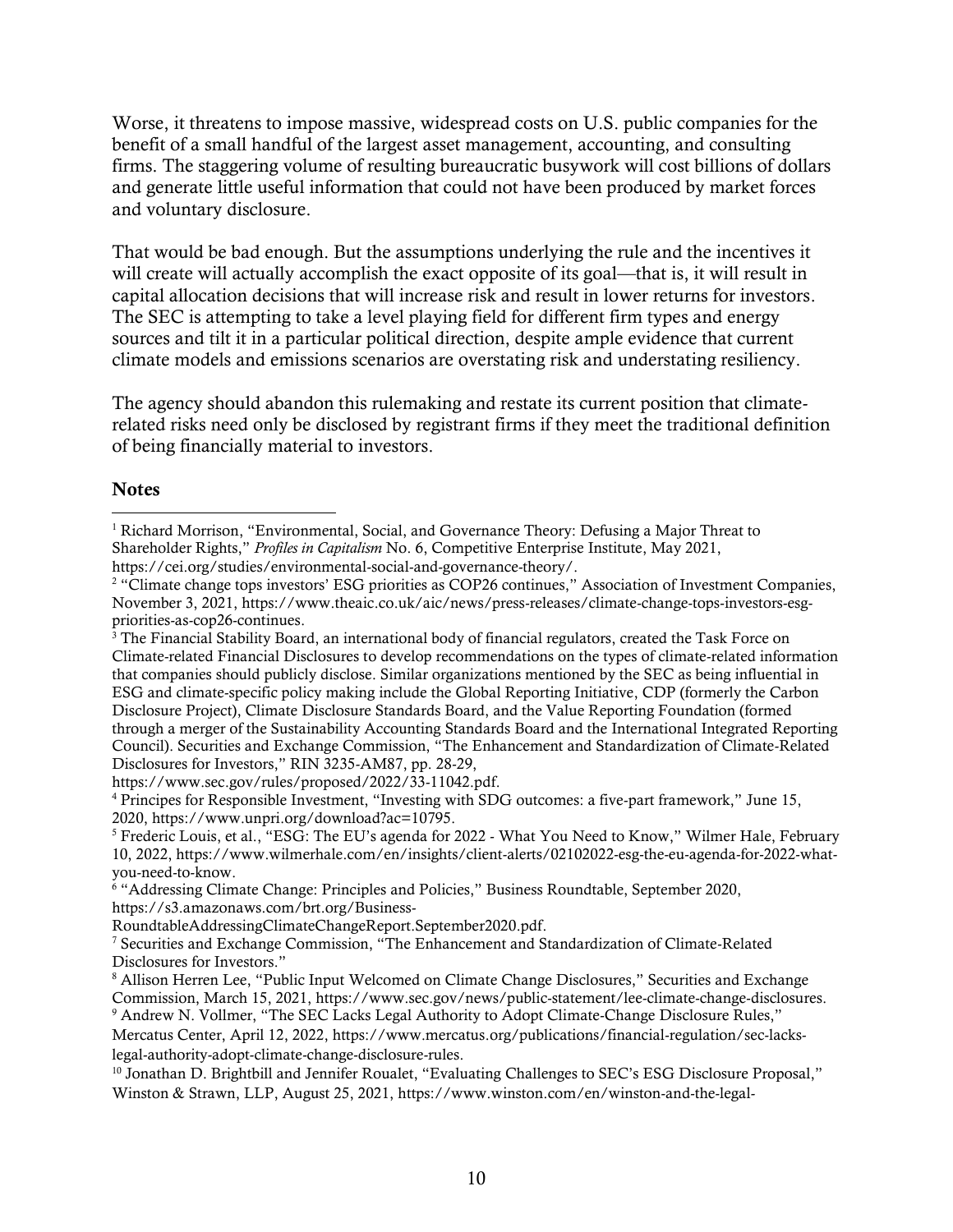Worse, it threatens to impose massive, widespread costs on U.S. public companies for the benefit of a small handful of the largest asset management, accounting, and consulting firms. The staggering volume of resulting bureaucratic busywork will cost billions of dollars and generate little useful information that could not have been produced by market forces and voluntary disclosure.

That would be bad enough. But the assumptions underlying the rule and the incentives it will create will actually accomplish the exact opposite of its goal—that is, it will result in capital allocation decisions that will increase risk and result in lower returns for investors. The SEC is attempting to take a level playing field for different firm types and energy sources and tilt it in a particular political direction, despite ample evidence that current climate models and emissions scenarios are overstating risk and understating resiliency.

The agency should abandon this rulemaking and restate its current position that climate-related risks need only be disclosed by registrant firms if they meet the traditional definition of being financially material to investors.

**Notes**

[1] Richard Morrison, "Environmental, Social, and Governance Theory: Defusing a Major Threat to Shareholder Rights," *Profiles in Capitalism* No. 6, Competitive Enterprise Institute, May 2021, https://cei.org/studies/environmental-social-and-governance-theory/.

[2] "Climate change tops investors' ESG priorities as COP26 continues," Association of Investment Companies, November 3, 2021, https://www.theaic.co.uk/aic/news/press-releases/climate-change-tops-investors-esg-priorities-as-cop26-continues.

[3] The Financial Stability Board, an international body of financial regulators, created the Task Force on Climate-related Financial Disclosures to develop recommendations on the types of climate-related information that companies should publicly disclose. Similar organizations mentioned by the SEC as being influential in ESG and climate-specific policy making include the Global Reporting Initiative, CDP (formerly the Carbon Disclosure Project), Climate Disclosure Standards Board, and the Value Reporting Foundation (formed through a merger of the Sustainability Accounting Standards Board and the International Integrated Reporting Council). Securities and Exchange Commission, "The Enhancement and Standardization of Climate-Related Disclosures for Investors," RIN 3235-AM87, pp. 28-29, https://www.sec.gov/rules/proposed/2022/33-11042.pdf.

[4] Principes for Responsible Investment, "Investing with SDG outcomes: a five-part framework," June 15, 2020, https://www.unpri.org/download?ac=10795.

[5] Frederic Louis, et al., "ESG: The EU's agenda for 2022 - What You Need to Know," Wilmer Hale, February 10, 2022, https://www.wilmerhale.com/en/insights/client-alerts/02102022-esg-the-eu-agenda-for-2022-what-you-need-to-know.

[6] "Addressing Climate Change: Principles and Policies," Business Roundtable, September 2020, https://s3.amazonaws.com/brt.org/Business-RoundtableAddressingClimateChangeReport.September2020.pdf.

[7] Securities and Exchange Commission, "The Enhancement and Standardization of Climate-Related Disclosures for Investors."

[8] Allison Herren Lee, "Public Input Welcomed on Climate Change Disclosures," Securities and Exchange Commission, March 15, 2021, https://www.sec.gov/news/public-statement/lee-climate-change-disclosures.

[9] Andrew N. Vollmer, "The SEC Lacks Legal Authority to Adopt Climate-Change Disclosure Rules," Mercatus Center, April 12, 2022, https://www.mercatus.org/publications/financial-regulation/sec-lacks-legal-authority-adopt-climate-change-disclosure-rules.

[10] Jonathan D. Brightbill and Jennifer Roualet, "Evaluating Challenges to SEC's ESG Disclosure Proposal," Winston & Strawn, LLP, August 25, 2021, https://www.winston.com/en/winston-and-the-legal-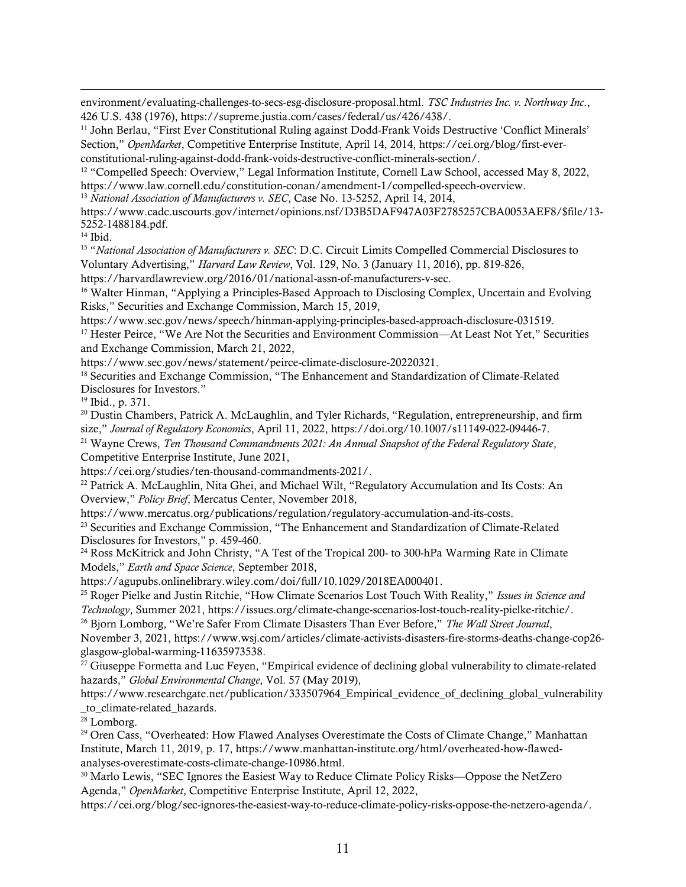environment/evaluating-challenges-to-secs-esg-disclosure-proposal.html. *TSC Industries Inc. v. Northway Inc.*, 426 U.S. 438 (1976), https://supreme.justia.com/cases/federal/us/426/438/.

[11] John Berlau, "First Ever Constitutional Ruling against Dodd-Frank Voids Destructive 'Conflict Minerals' Section," *OpenMarket*, Competitive Enterprise Institute, April 14, 2014, https://cei.org/blog/first-ever-constitutional-ruling-against-dodd-frank-voids-destructive-conflict-minerals-section/.

[12] "Compelled Speech: Overview," Legal Information Institute, Cornell Law School, accessed May 8, 2022, https://www.law.cornell.edu/constitution-conan/amendment-1/compelled-speech-overview.

[13] *National Association of Manufacturers v. SEC*, Case No. 13-5252, April 14, 2014, https://www.cadc.uscourts.gov/internet/opinions.nsf/D3B5DAF947A03F2785257CBA0053AEF8/$file/13-5252-1488184.pdf.

[14] Ibid.

[15] "*National Association of Manufacturers v. SEC*: D.C. Circuit Limits Compelled Commercial Disclosures to Voluntary Advertising," *Harvard Law Review*, Vol. 129, No. 3 (January 11, 2016), pp. 819-826, https://harvardlawreview.org/2016/01/national-assn-of-manufacturers-v-sec.

[16] Walter Hinman, "Applying a Principles-Based Approach to Disclosing Complex, Uncertain and Evolving Risks," Securities and Exchange Commission, March 15, 2019, https://www.sec.gov/news/speech/hinman-applying-principles-based-approach-disclosure-031519.

[17] Hester Peirce, "We Are Not the Securities and Environment Commission—At Least Not Yet," Securities and Exchange Commission, March 21, 2022, https://www.sec.gov/news/statement/peirce-climate-disclosure-20220321.

[18] Securities and Exchange Commission, "The Enhancement and Standardization of Climate-Related Disclosures for Investors."

[19] Ibid., p. 371.

[20] Dustin Chambers, Patrick A. McLaughlin, and Tyler Richards, "Regulation, entrepreneurship, and firm size," *Journal of Regulatory Economics*, April 11, 2022, https://doi.org/10.1007/s11149-022-09446-7.

[21] Wayne Crews, *Ten Thousand Commandments 2021: An Annual Snapshot of the Federal Regulatory State*, Competitive Enterprise Institute, June 2021, https://cei.org/studies/ten-thousand-commandments-2021/.

[22] Patrick A. McLaughlin, Nita Ghei, and Michael Wilt, "Regulatory Accumulation and Its Costs: An Overview," *Policy Brief*, Mercatus Center, November 2018, https://www.mercatus.org/publications/regulation/regulatory-accumulation-and-its-costs.

[23] Securities and Exchange Commission, "The Enhancement and Standardization of Climate-Related Disclosures for Investors," p. 459-460.

[24] Ross McKitrick and John Christy, "A Test of the Tropical 200- to 300-hPa Warming Rate in Climate Models," *Earth and Space Science*, September 2018, https://agupubs.onlinelibrary.wiley.com/doi/full/10.1029/2018EA000401.

[25] Roger Pielke and Justin Ritchie, "How Climate Scenarios Lost Touch With Reality," *Issues in Science and Technology*, Summer 2021, https://issues.org/climate-change-scenarios-lost-touch-reality-pielke-ritchie/.

[26] Bjorn Lomborg, "We're Safer From Climate Disasters Than Ever Before," *The Wall Street Journal*, November 3, 2021, https://www.wsj.com/articles/climate-activists-disasters-fire-storms-deaths-change-cop26-glasgow-global-warming-11635973538.

[27] Giuseppe Formetta and Luc Feyen, "Empirical evidence of declining global vulnerability to climate-related hazards," *Global Environmental Change*, Vol. 57 (May 2019), https://www.researchgate.net/publication/333507964_Empirical_evidence_of_declining_global_vulnerability_to_climate-related_hazards.

[28] Lomborg.

[29] Oren Cass, "Overheated: How Flawed Analyses Overestimate the Costs of Climate Change," Manhattan Institute, March 11, 2019, p. 17, https://www.manhattan-institute.org/html/overheated-how-flawed-analyses-overestimate-costs-climate-change-10986.html.

[30] Marlo Lewis, "SEC Ignores the Easiest Way to Reduce Climate Policy Risks—Oppose the NetZero Agenda," *OpenMarket*, Competitive Enterprise Institute, April 12, 2022, https://cei.org/blog/sec-ignores-the-easiest-way-to-reduce-climate-policy-risks-oppose-the-netzero-agenda/.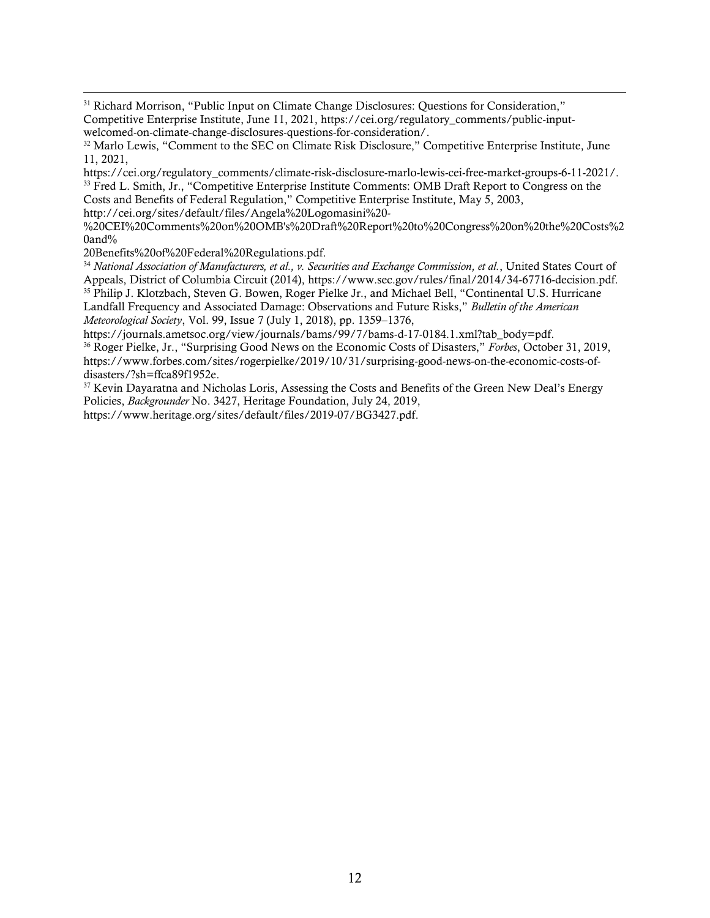[31] Richard Morrison, "Public Input on Climate Change Disclosures: Questions for Consideration," Competitive Enterprise Institute, June 11, 2021, https://cei.org/regulatory_comments/public-input-welcomed-on-climate-change-disclosures-questions-for-consideration/.

[32] Marlo Lewis, "Comment to the SEC on Climate Risk Disclosure," Competitive Enterprise Institute, June 11, 2021, https://cei.org/regulatory_comments/climate-risk-disclosure-marlo-lewis-cei-free-market-groups-6-11-2021/.

[33] Fred L. Smith, Jr., "Competitive Enterprise Institute Comments: OMB Draft Report to Congress on the Costs and Benefits of Federal Regulation," Competitive Enterprise Institute, May 5, 2003, http://cei.org/sites/default/files/Angela%20Logomasini%20-%20CEI%20Comments%20on%20OMB's%20Draft%20Report%20to%20Congress%20on%20the%20Costs%20and%20Benefits%20of%20Federal%20Regulations.pdf.

[34] *National Association of Manufacturers, et al., v. Securities and Exchange Commission, et al.*, United States Court of Appeals, District of Columbia Circuit (2014), https://www.sec.gov/rules/final/2014/34-67716-decision.pdf.

[35] Philip J. Klotzbach, Steven G. Bowen, Roger Pielke Jr., and Michael Bell, "Continental U.S. Hurricane Landfall Frequency and Associated Damage: Observations and Future Risks," *Bulletin of the American Meteorological Society*, Vol. 99, Issue 7 (July 1, 2018), pp. 1359–1376, https://journals.ametsoc.org/view/journals/bams/99/7/bams-d-17-0184.1.xml?tab_body=pdf.

[36] Roger Pielke, Jr., "Surprising Good News on the Economic Costs of Disasters," *Forbes*, October 31, 2019, https://www.forbes.com/sites/rogerpielke/2019/10/31/surprising-good-news-on-the-economic-costs-of-disasters/?sh=ffca89f1952e.

[37] Kevin Dayaratna and Nicholas Loris, Assessing the Costs and Benefits of the Green New Deal's Energy Policies, *Backgrounder* No. 3427, Heritage Foundation, July 24, 2019, https://www.heritage.org/sites/default/files/2019-07/BG3427.pdf.